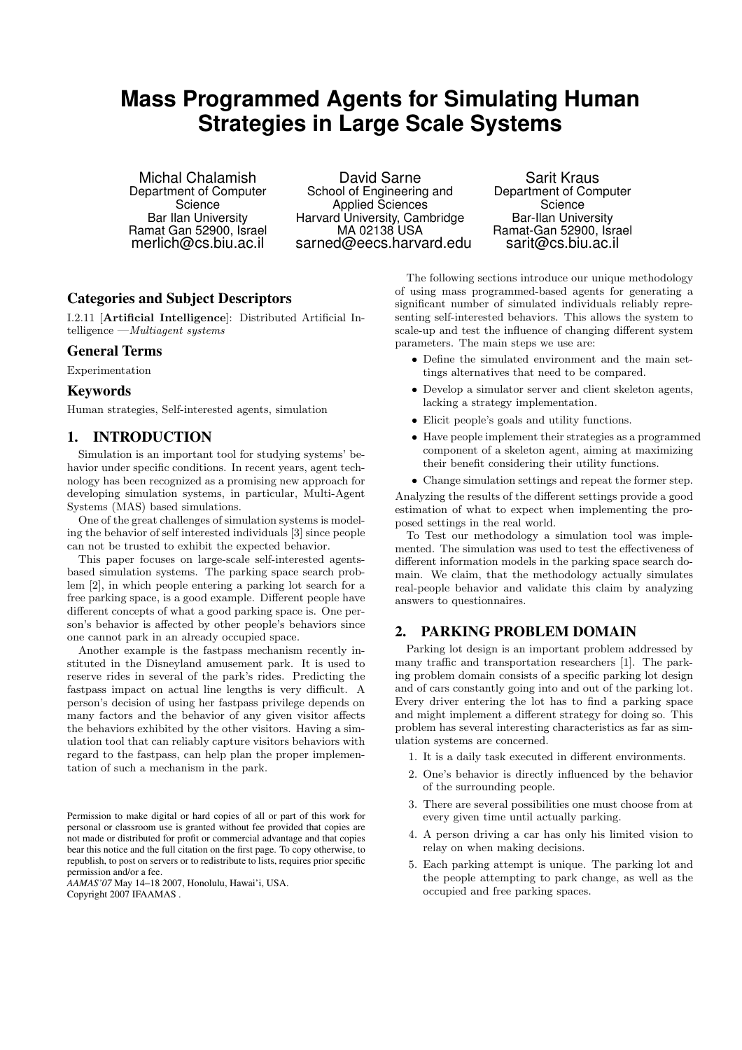# Mass Programmed Agents for Simulating Human Strategies in Large Scale Systems

Michal Chalamish
Department of Computer Science
Bar Ilan University
Ramat Gan 52900, Israel
merlich@cs.biu.ac.il

David Sarne
School of Engineering and Applied Sciences
Harvard University, Cambridge MA 02138 USA
sarned@eecs.harvard.edu

Sarit Kraus
Department of Computer Science
Bar-Ilan University
Ramat-Gan 52900, Israel
sarit@cs.biu.ac.il

## Categories and Subject Descriptors

I.2.11 [**Artificial Intelligence**]: Distributed Artificial Intelligence —*Multiagent systems*

## General Terms

Experimentation

## Keywords

Human strategies, Self-interested agents, simulation

## 1. INTRODUCTION

Simulation is an important tool for studying systems' behavior under specific conditions. In recent years, agent technology has been recognized as a promising new approach for developing simulation systems, in particular, Multi-Agent Systems (MAS) based simulations.

One of the great challenges of simulation systems is modeling the behavior of self interested individuals [3] since people can not be trusted to exhibit the expected behavior.

This paper focuses on large-scale self-interested agents-based simulation systems. The parking space search problem [2], in which people entering a parking lot search for a free parking space, is a good example. Different people have different concepts of what a good parking space is. One person's behavior is affected by other people's behaviors since one cannot park in an already occupied space.

Another example is the fastpass mechanism recently instituted in the Disneyland amusement park. It is used to reserve rides in several of the park's rides. Predicting the fastpass impact on actual line lengths is very difficult. A person's decision of using her fastpass privilege depends on many factors and the behavior of any given visitor affects the behaviors exhibited by the other visitors. Having a simulation tool that can reliably capture visitors behaviors with regard to the fastpass, can help plan the proper implementation of such a mechanism in the park.

Permission to make digital or hard copies of all or part of this work for personal or classroom use is granted without fee provided that copies are not made or distributed for profit or commercial advantage and that copies bear this notice and the full citation on the first page. To copy otherwise, to republish, to post on servers or to redistribute to lists, requires prior specific permission and/or a fee.
*AAMAS'07* May 14–18 2007, Honolulu, Hawai'i, USA.
Copyright 2007 IFAAMAS .

The following sections introduce our unique methodology of using mass programmed-based agents for generating a significant number of simulated individuals reliably representing self-interested behaviors. This allows the system to scale-up and test the influence of changing different system parameters. The main steps we use are:

- Define the simulated environment and the main settings alternatives that need to be compared.
- Develop a simulator server and client skeleton agents, lacking a strategy implementation.
- Elicit people's goals and utility functions.
- Have people implement their strategies as a programmed component of a skeleton agent, aiming at maximizing their benefit considering their utility functions.
- Change simulation settings and repeat the former step.

Analyzing the results of the different settings provide a good estimation of what to expect when implementing the proposed settings in the real world.

To Test our methodology a simulation tool was implemented. The simulation was used to test the effectiveness of different information models in the parking space search domain. We claim, that the methodology actually simulates real-people behavior and validate this claim by analyzing answers to questionnaires.

## 2. PARKING PROBLEM DOMAIN

Parking lot design is an important problem addressed by many traffic and transportation researchers [1]. The parking problem domain consists of a specific parking lot design and of cars constantly going into and out of the parking lot. Every driver entering the lot has to find a parking space and might implement a different strategy for doing so. This problem has several interesting characteristics as far as simulation systems are concerned.

1. It is a daily task executed in different environments.
2. One's behavior is directly influenced by the behavior of the surrounding people.
3. There are several possibilities one must choose from at every given time until actually parking.
4. A person driving a car has only his limited vision to relay on when making decisions.
5. Each parking attempt is unique. The parking lot and the people attempting to park change, as well as the occupied and free parking spaces.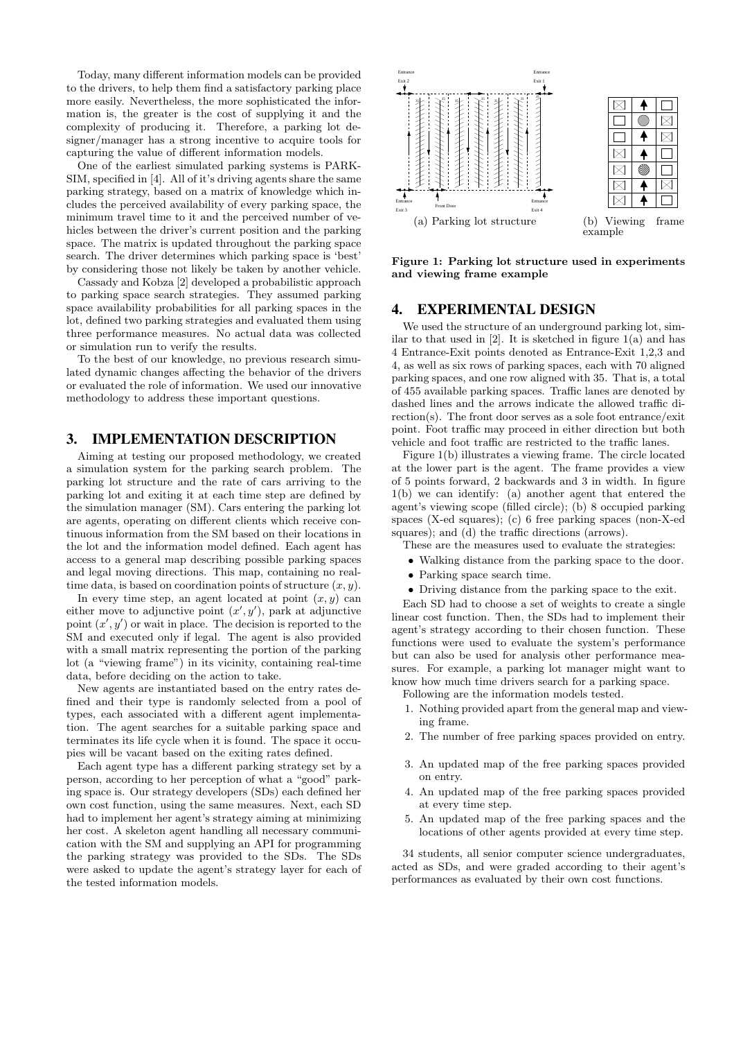Today, many different information models can be provided to the drivers, to help them find a satisfactory parking place more easily. Nevertheless, the more sophisticated the information is, the greater is the cost of supplying it and the complexity of producing it. Therefore, a parking lot designer/manager has a strong incentive to acquire tools for capturing the value of different information models.

One of the earliest simulated parking systems is PARKSIM, specified in [4]. All of it's driving agents share the same parking strategy, based on a matrix of knowledge which includes the perceived availability of every parking space, the minimum travel time to it and the perceived number of vehicles between the driver's current position and the parking space. The matrix is updated throughout the parking space search. The driver determines which parking space is 'best' by considering those not likely be taken by another vehicle.

Cassady and Kobza [2] developed a probabilistic approach to parking space search strategies. They assumed parking space availability probabilities for all parking spaces in the lot, defined two parking strategies and evaluated them using three performance measures. No actual data was collected or simulation run to verify the results.

To the best of our knowledge, no previous research simulated dynamic changes affecting the behavior of the drivers or evaluated the role of information. We used our innovative methodology to address these important questions.

## 3. IMPLEMENTATION DESCRIPTION

Aiming at testing our proposed methodology, we created a simulation system for the parking search problem. The parking lot structure and the rate of cars arriving to the parking lot and exiting it at each time step are defined by the simulation manager (SM). Cars entering the parking lot are agents, operating on different clients which receive continuous information from the SM based on their locations in the lot and the information model defined. Each agent has access to a general map describing possible parking spaces and legal moving directions. This map, containing no real-time data, is based on coordination points of structure $(x, y)$.

In every time step, an agent located at point $(x, y)$ can either move to adjunctive point $(x', y')$, park at adjunctive point $(x', y')$ or wait in place. The decision is reported to the SM and executed only if legal. The agent is also provided with a small matrix representing the portion of the parking lot (a "viewing frame") in its vicinity, containing real-time data, before deciding on the action to take.

New agents are instantiated based on the entry rates defined and their type is randomly selected from a pool of types, each associated with a different agent implementation. The agent searches for a suitable parking space and terminates its life cycle when it is found. The space it occupies will be vacant based on the exiting rates defined.

Each agent type has a different parking strategy set by a person, according to her perception of what a "good" parking space is. Our strategy developers (SDs) each defined her own cost function, using the same measures. Next, each SD had to implement her agent's strategy aiming at minimizing her cost. A skeleton agent handling all necessary communication with the SM and supplying an API for programming the parking strategy was provided to the SDs. The SDs were asked to update the agent's strategy layer for each of the tested information models.

(a) Parking lot structure

(b) Viewing frame example

**Figure 1: Parking lot structure used in experiments and viewing frame example**

## 4. EXPERIMENTAL DESIGN

We used the structure of an underground parking lot, similar to that used in [2]. It is sketched in figure 1(a) and has 4 Entrance-Exit points denoted as Entrance-Exit 1,2,3 and 4, as well as six rows of parking spaces, each with 70 aligned parking spaces, and one row aligned with 35. That is, a total of 455 available parking spaces. Traffic lanes are denoted by dashed lines and the arrows indicate the allowed traffic direction(s). The front door serves as a sole foot entrance/exit point. Foot traffic may proceed in either direction but both vehicle and foot traffic are restricted to the traffic lanes.

Figure 1(b) illustrates a viewing frame. The circle located at the lower part is the agent. The frame provides a view of 5 points forward, 2 backwards and 3 in width. In figure 1(b) we can identify: (a) another agent that entered the agent's viewing scope (filled circle); (b) 8 occupied parking spaces (X-ed squares); (c) 6 free parking spaces (non-X-ed squares); and (d) the traffic directions (arrows).

These are the measures used to evaluate the strategies:

- Walking distance from the parking space to the door.
- Parking space search time.
- Driving distance from the parking space to the exit.

Each SD had to choose a set of weights to create a single linear cost function. Then, the SDs had to implement their agent's strategy according to their chosen function. These functions were used to evaluate the system's performance but can also be used for analysis other performance measures. For example, a parking lot manager might want to know how much time drivers search for a parking space.

Following are the information models tested.

1. Nothing provided apart from the general map and viewing frame.
2. The number of free parking spaces provided on entry.
3. An updated map of the free parking spaces provided on entry.
4. An updated map of the free parking spaces provided at every time step.
5. An updated map of the free parking spaces and the locations of other agents provided at every time step.

34 students, all senior computer science undergraduates, acted as SDs, and were graded according to their agent's performances as evaluated by their own cost functions.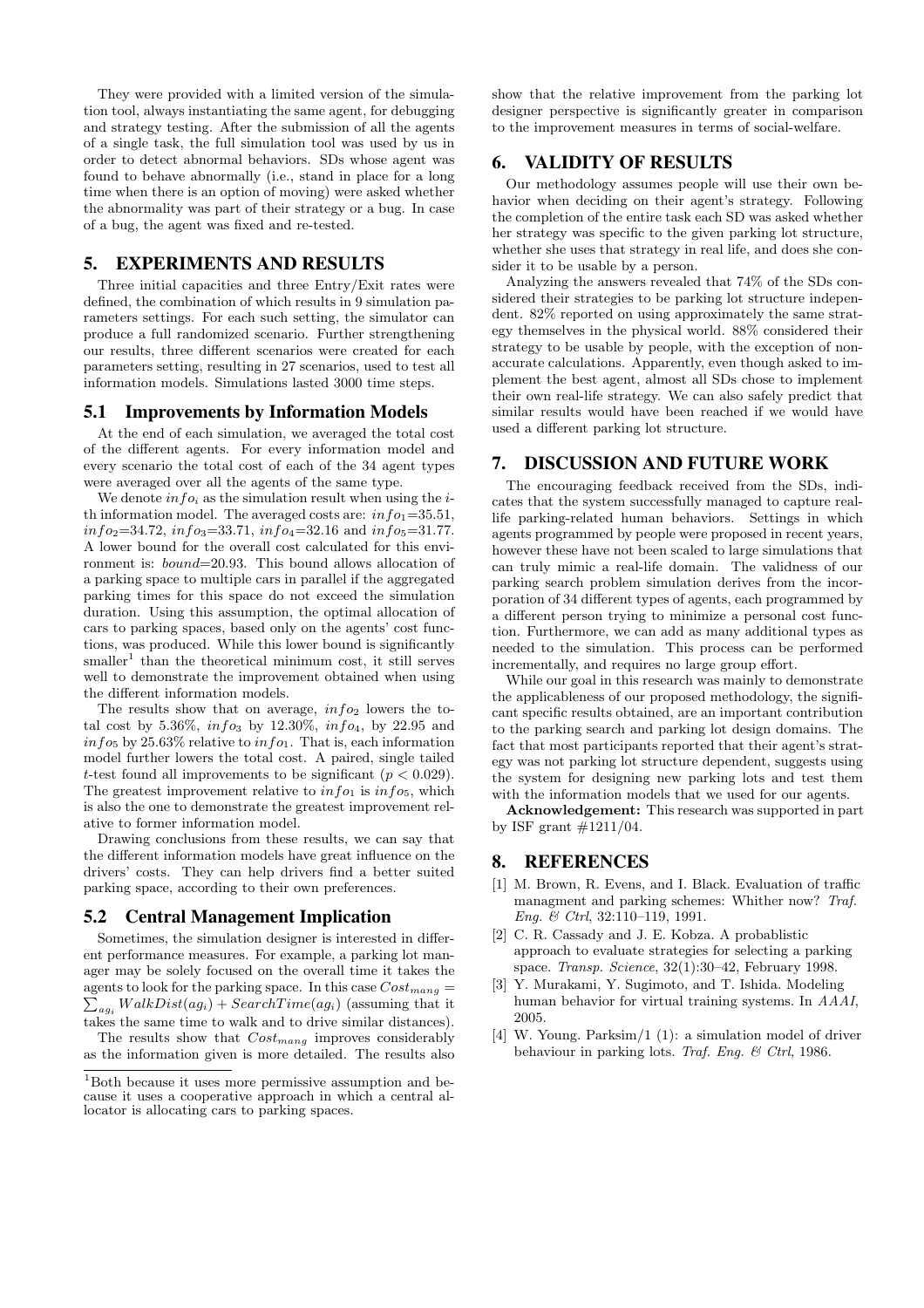They were provided with a limited version of the simulation tool, always instantiating the same agent, for debugging and strategy testing. After the submission of all the agents of a single task, the full simulation tool was used by us in order to detect abnormal behaviors. SDs whose agent was found to behave abnormally (i.e., stand in place for a long time when there is an option of moving) were asked whether the abnormality was part of their strategy or a bug. In case of a bug, the agent was fixed and re-tested.

## 5. EXPERIMENTS AND RESULTS

Three initial capacities and three Entry/Exit rates were defined, the combination of which results in 9 simulation parameters settings. For each such setting, the simulator can produce a full randomized scenario. Further strengthening our results, three different scenarios were created for each parameters setting, resulting in 27 scenarios, used to test all information models. Simulations lasted 3000 time steps.

### 5.1 Improvements by Information Models

At the end of each simulation, we averaged the total cost of the different agents. For every information model and every scenario the total cost of each of the 34 agent types were averaged over all the agents of the same type.

We denote $info_i$ as the simulation result when using the $i$-th information model. The averaged costs are: $info_1$=35.51, $info_2$=34.72, $info_3$=33.71, $info_4$=32.16 and $info_5$=31.77. A lower bound for the overall cost calculated for this environment is: $bound$=20.93. This bound allows allocation of a parking space to multiple cars in parallel if the aggregated parking times for this space do not exceed the simulation duration. Using this assumption, the optimal allocation of cars to parking spaces, based only on the agents' cost functions, was produced. While this lower bound is significantly smaller[1] than the theoretical minimum cost, it still serves well to demonstrate the improvement obtained when using the different information models.

The results show that on average, $info_2$ lowers the total cost by 5.36%, $info_3$ by 12.30%, $info_4$, by 22.95 and $info_5$ by 25.63% relative to $info_1$. That is, each information model further lowers the total cost. A paired, single tailed $t$-test found all improvements to be significant ($p < 0.029$). The greatest improvement relative to $info_1$ is $info_5$, which is also the one to demonstrate the greatest improvement relative to former information model.

Drawing conclusions from these results, we can say that the different information models have great influence on the drivers' costs. They can help drivers find a better suited parking space, according to their own preferences.

### 5.2 Central Management Implication

Sometimes, the simulation designer is interested in different performance measures. For example, a parking lot manager may be solely focused on the overall time it takes the agents to look for the parking space. In this case $Cost_{mang} = \sum_{ag_i} WalkDist(ag_i) + SearchTime(ag_i)$ (assuming that it takes the same time to walk and to drive similar distances).

The results show that $Cost_{mang}$ improves considerably as the information given is more detailed. The results also show that the relative improvement from the parking lot designer perspective is significantly greater in comparison to the improvement measures in terms of social-welfare.

[1] Both because it uses more permissive assumption and because it uses a cooperative approach in which a central allocator is allocating cars to parking spaces.

## 6. VALIDITY OF RESULTS

Our methodology assumes people will use their own behavior when deciding on their agent's strategy. Following the completion of the entire task each SD was asked whether her strategy was specific to the given parking lot structure, whether she uses that strategy in real life, and does she consider it to be usable by a person.

Analyzing the answers revealed that 74% of the SDs considered their strategies to be parking lot structure independent. 82% reported on using approximately the same strategy themselves in the physical world. 88% considered their strategy to be usable by people, with the exception of nonaccurate calculations. Apparently, even though asked to implement the best agent, almost all SDs chose to implement their own real-life strategy. We can also safely predict that similar results would have been reached if we would have used a different parking lot structure.

## 7. DISCUSSION AND FUTURE WORK

The encouraging feedback received from the SDs, indicates that the system successfully managed to capture real-life parking-related human behaviors. Settings in which agents programmed by people were proposed in recent years, however these have not been scaled to large simulations that can truly mimic a real-life domain. The validness of our parking search problem simulation derives from the incorporation of 34 different types of agents, each programmed by a different person trying to minimize a personal cost function. Furthermore, we can add as many additional types as needed to the simulation. This process can be performed incrementally, and requires no large group effort.

While our goal in this research was mainly to demonstrate the applicableness of our proposed methodology, the significant specific results obtained, are an important contribution to the parking search and parking lot design domains. The fact that most participants reported that their agent's strategy was not parking lot structure dependent, suggests using the system for designing new parking lots and test them with the information models that we used for our agents.

**Acknowledgement:** This research was supported in part by ISF grant #1211/04.

## 8. REFERENCES

[1] M. Brown, R. Evens, and I. Black. Evaluation of traffic managment and parking schemes: Whither now? *Traf. Eng. & Ctrl*, 32:110–119, 1991.

[2] C. R. Cassady and J. E. Kobza. A probablistic approach to evaluate strategies for selecting a parking space. *Transp. Science*, 32(1):30–42, February 1998.

[3] Y. Murakami, Y. Sugimoto, and T. Ishida. Modeling human behavior for virtual training systems. In *AAAI*, 2005.

[4] W. Young. Parksim/1 (1): a simulation model of driver behaviour in parking lots. *Traf. Eng. & Ctrl*, 1986.